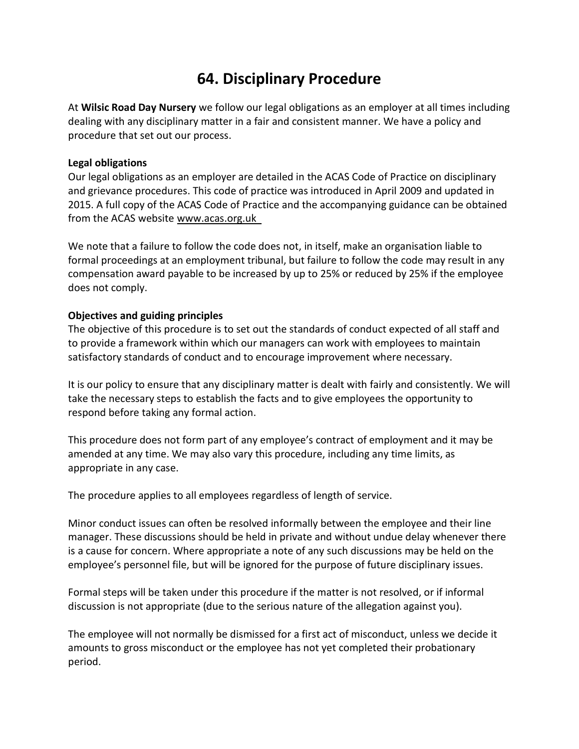# 64. Disciplinary Procedure

At **Wilsic Road Day Nursery** we follow our legal obligations as an employer at all times including dealing with any disciplinary matter in a fair and consistent manner. We have a policy and procedure that set out our process.

**Legal obligations**

Our legal obligations as an employer are detailed in the ACAS Code of Practice on disciplinary and grievance procedures. This code of practice was introduced in April 2009 and updated in 2015. A full copy of the ACAS Code of Practice and the accompanying guidance can be obtained from the ACAS website www.acas.org.uk

We note that a failure to follow the code does not, in itself, make an organisation liable to formal proceedings at an employment tribunal, but failure to follow the code may result in any compensation award payable to be increased by up to 25% or reduced by 25% if the employee does not comply.

**Objectives and guiding principles**

The objective of this procedure is to set out the standards of conduct expected of all staff and to provide a framework within which our managers can work with employees to maintain satisfactory standards of conduct and to encourage improvement where necessary.

It is our policy to ensure that any disciplinary matter is dealt with fairly and consistently. We will take the necessary steps to establish the facts and to give employees the opportunity to respond before taking any formal action.

This procedure does not form part of any employee's contract of employment and it may be amended at any time. We may also vary this procedure, including any time limits, as appropriate in any case.

The procedure applies to all employees regardless of length of service.

Minor conduct issues can often be resolved informally between the employee and their line manager. These discussions should be held in private and without undue delay whenever there is a cause for concern. Where appropriate a note of any such discussions may be held on the employee's personnel file, but will be ignored for the purpose of future disciplinary issues.

Formal steps will be taken under this procedure if the matter is not resolved, or if informal discussion is not appropriate (due to the serious nature of the allegation against you).

The employee will not normally be dismissed for a first act of misconduct, unless we decide it amounts to gross misconduct or the employee has not yet completed their probationary period.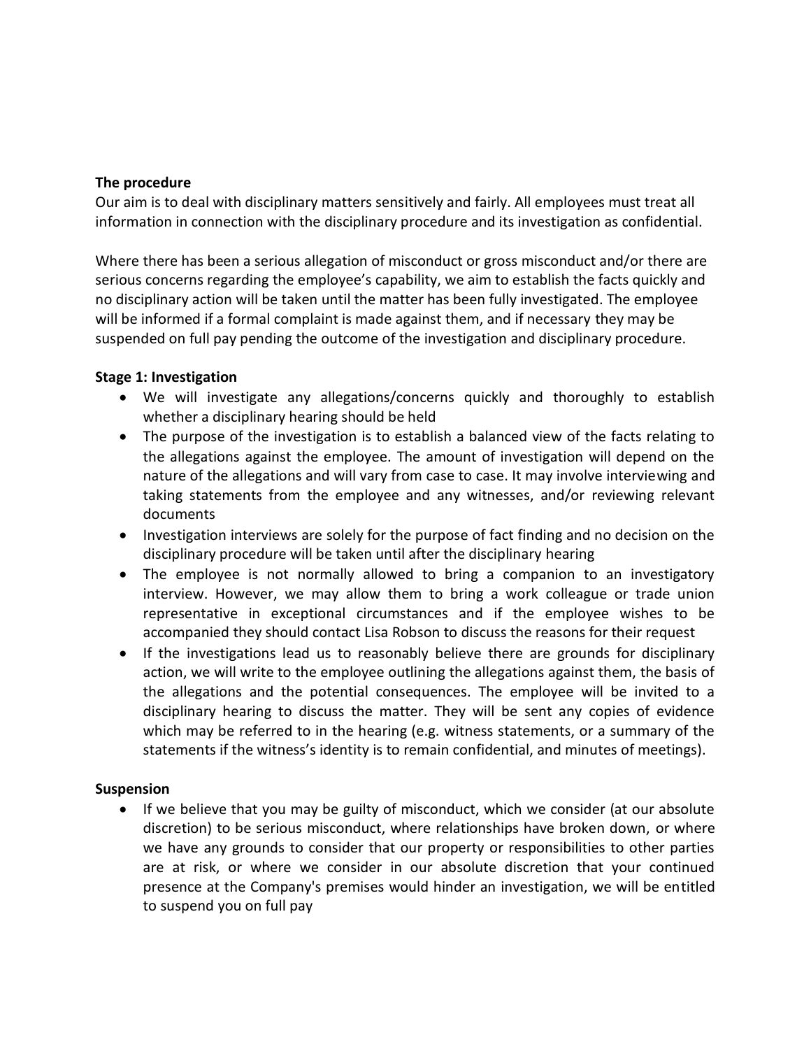**The procedure**

Our aim is to deal with disciplinary matters sensitively and fairly. All employees must treat all information in connection with the disciplinary procedure and its investigation as confidential.

Where there has been a serious allegation of misconduct or gross misconduct and/or there are serious concerns regarding the employee's capability, we aim to establish the facts quickly and no disciplinary action will be taken until the matter has been fully investigated. The employee will be informed if a formal complaint is made against them, and if necessary they may be suspended on full pay pending the outcome of the investigation and disciplinary procedure.

**Stage 1: Investigation**

- We will investigate any allegations/concerns quickly and thoroughly to establish whether a disciplinary hearing should be held
- The purpose of the investigation is to establish a balanced view of the facts relating to the allegations against the employee. The amount of investigation will depend on the nature of the allegations and will vary from case to case. It may involve interviewing and taking statements from the employee and any witnesses, and/or reviewing relevant documents
- Investigation interviews are solely for the purpose of fact finding and no decision on the disciplinary procedure will be taken until after the disciplinary hearing
- The employee is not normally allowed to bring a companion to an investigatory interview. However, we may allow them to bring a work colleague or trade union representative in exceptional circumstances and if the employee wishes to be accompanied they should contact Lisa Robson to discuss the reasons for their request
- If the investigations lead us to reasonably believe there are grounds for disciplinary action, we will write to the employee outlining the allegations against them, the basis of the allegations and the potential consequences. The employee will be invited to a disciplinary hearing to discuss the matter. They will be sent any copies of evidence which may be referred to in the hearing (e.g. witness statements, or a summary of the statements if the witness's identity is to remain confidential, and minutes of meetings).

**Suspension**

- If we believe that you may be guilty of misconduct, which we consider (at our absolute discretion) to be serious misconduct, where relationships have broken down, or where we have any grounds to consider that our property or responsibilities to other parties are at risk, or where we consider in our absolute discretion that your continued presence at the Company's premises would hinder an investigation, we will be entitled to suspend you on full pay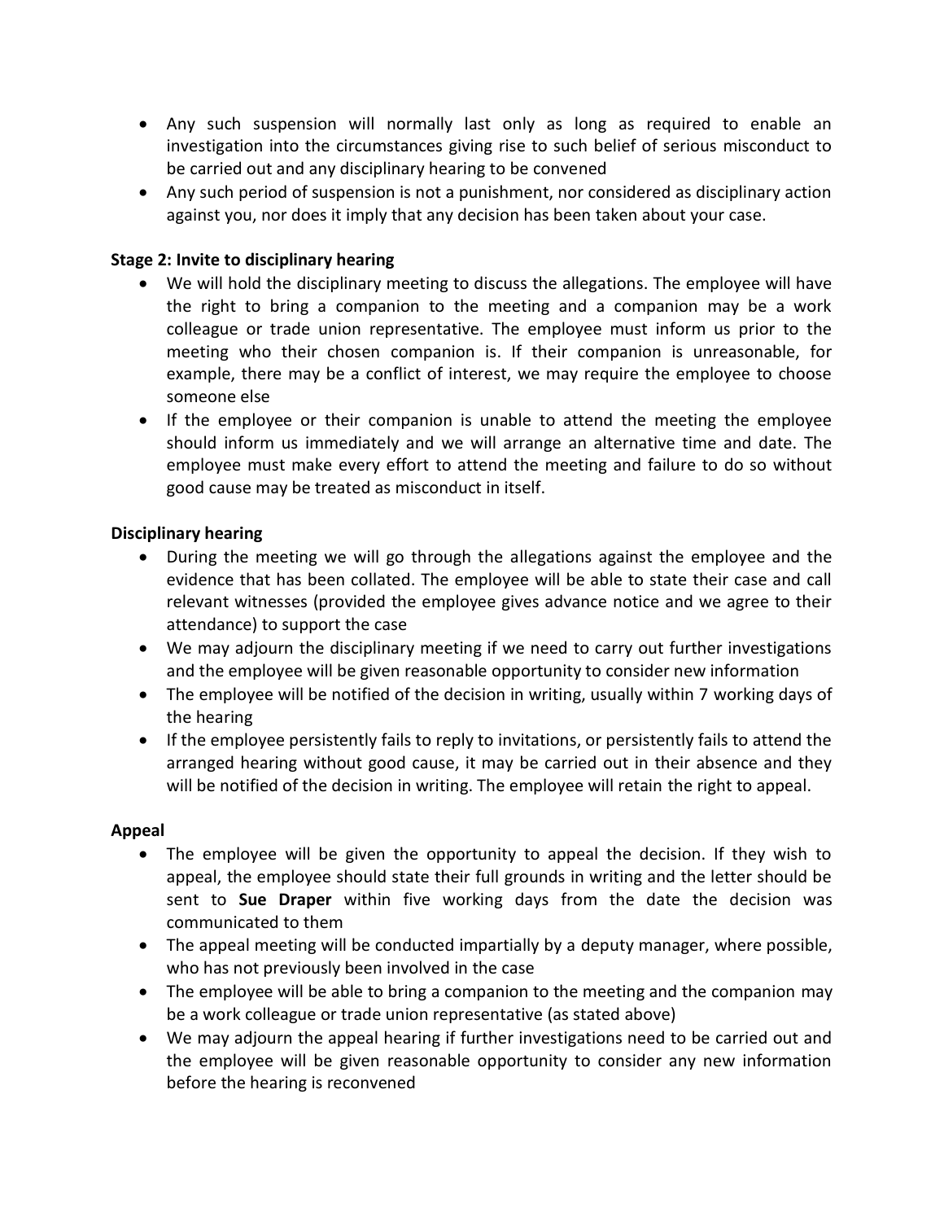- Any such suspension will normally last only as long as required to enable an investigation into the circumstances giving rise to such belief of serious misconduct to be carried out and any disciplinary hearing to be convened
- Any such period of suspension is not a punishment, nor considered as disciplinary action against you, nor does it imply that any decision has been taken about your case.

**Stage 2: Invite to disciplinary hearing**

- We will hold the disciplinary meeting to discuss the allegations. The employee will have the right to bring a companion to the meeting and a companion may be a work colleague or trade union representative. The employee must inform us prior to the meeting who their chosen companion is. If their companion is unreasonable, for example, there may be a conflict of interest, we may require the employee to choose someone else
- If the employee or their companion is unable to attend the meeting the employee should inform us immediately and we will arrange an alternative time and date. The employee must make every effort to attend the meeting and failure to do so without good cause may be treated as misconduct in itself.

**Disciplinary hearing**

- During the meeting we will go through the allegations against the employee and the evidence that has been collated. The employee will be able to state their case and call relevant witnesses (provided the employee gives advance notice and we agree to their attendance) to support the case
- We may adjourn the disciplinary meeting if we need to carry out further investigations and the employee will be given reasonable opportunity to consider new information
- The employee will be notified of the decision in writing, usually within 7 working days of the hearing
- If the employee persistently fails to reply to invitations, or persistently fails to attend the arranged hearing without good cause, it may be carried out in their absence and they will be notified of the decision in writing. The employee will retain the right to appeal.

**Appeal**

- The employee will be given the opportunity to appeal the decision. If they wish to appeal, the employee should state their full grounds in writing and the letter should be sent to **Sue Draper** within five working days from the date the decision was communicated to them
- The appeal meeting will be conducted impartially by a deputy manager, where possible, who has not previously been involved in the case
- The employee will be able to bring a companion to the meeting and the companion may be a work colleague or trade union representative (as stated above)
- We may adjourn the appeal hearing if further investigations need to be carried out and the employee will be given reasonable opportunity to consider any new information before the hearing is reconvened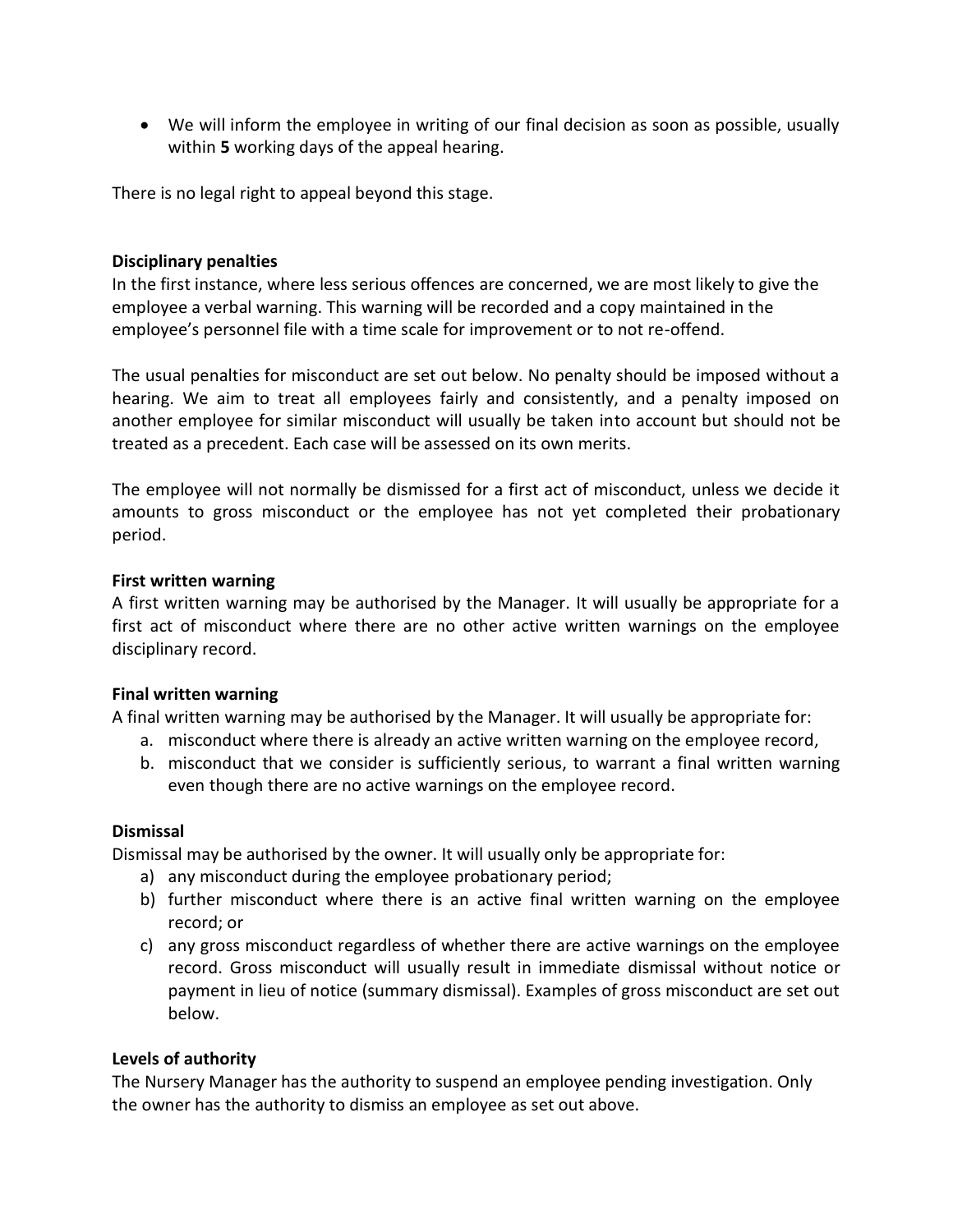- We will inform the employee in writing of our final decision as soon as possible, usually within **5** working days of the appeal hearing.

There is no legal right to appeal beyond this stage.

**Disciplinary penalties**

In the first instance, where less serious offences are concerned, we are most likely to give the employee a verbal warning. This warning will be recorded and a copy maintained in the employee's personnel file with a time scale for improvement or to not re-offend.

The usual penalties for misconduct are set out below. No penalty should be imposed without a hearing. We aim to treat all employees fairly and consistently, and a penalty imposed on another employee for similar misconduct will usually be taken into account but should not be treated as a precedent. Each case will be assessed on its own merits.

The employee will not normally be dismissed for a first act of misconduct, unless we decide it amounts to gross misconduct or the employee has not yet completed their probationary period.

**First written warning**

A first written warning may be authorised by the Manager. It will usually be appropriate for a first act of misconduct where there are no other active written warnings on the employee disciplinary record.

**Final written warning**

A final written warning may be authorised by the Manager. It will usually be appropriate for:

a. misconduct where there is already an active written warning on the employee record,
b. misconduct that we consider is sufficiently serious, to warrant a final written warning even though there are no active warnings on the employee record.

**Dismissal**

Dismissal may be authorised by the owner. It will usually only be appropriate for:

a) any misconduct during the employee probationary period;
b) further misconduct where there is an active final written warning on the employee record; or
c) any gross misconduct regardless of whether there are active warnings on the employee record. Gross misconduct will usually result in immediate dismissal without notice or payment in lieu of notice (summary dismissal). Examples of gross misconduct are set out below.

**Levels of authority**

The Nursery Manager has the authority to suspend an employee pending investigation. Only the owner has the authority to dismiss an employee as set out above.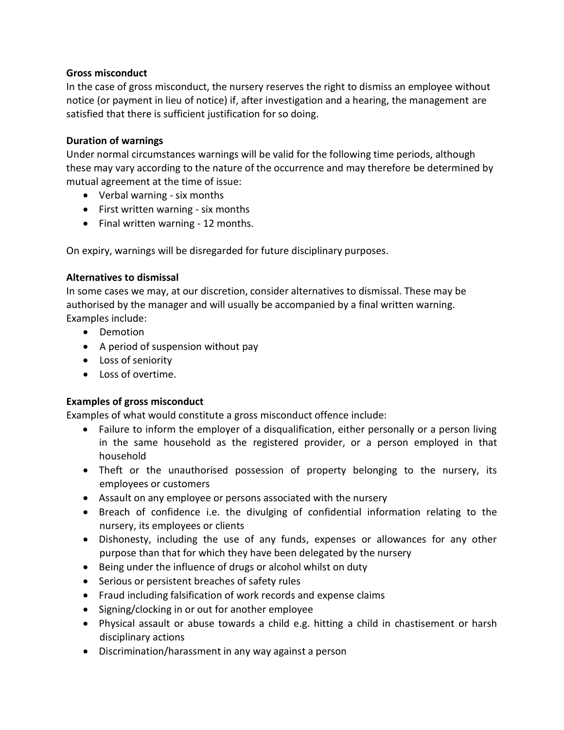**Gross misconduct**

In the case of gross misconduct, the nursery reserves the right to dismiss an employee without notice (or payment in lieu of notice) if, after investigation and a hearing, the management are satisfied that there is sufficient justification for so doing.

**Duration of warnings**

Under normal circumstances warnings will be valid for the following time periods, although these may vary according to the nature of the occurrence and may therefore be determined by mutual agreement at the time of issue:

- Verbal warning - six months
- First written warning - six months
- Final written warning - 12 months.

On expiry, warnings will be disregarded for future disciplinary purposes.

**Alternatives to dismissal**

In some cases we may, at our discretion, consider alternatives to dismissal. These may be authorised by the manager and will usually be accompanied by a final written warning. Examples include:

- Demotion
- A period of suspension without pay
- Loss of seniority
- Loss of overtime.

**Examples of gross misconduct**

Examples of what would constitute a gross misconduct offence include:

- Failure to inform the employer of a disqualification, either personally or a person living in the same household as the registered provider, or a person employed in that household
- Theft or the unauthorised possession of property belonging to the nursery, its employees or customers
- Assault on any employee or persons associated with the nursery
- Breach of confidence i.e. the divulging of confidential information relating to the nursery, its employees or clients
- Dishonesty, including the use of any funds, expenses or allowances for any other purpose than that for which they have been delegated by the nursery
- Being under the influence of drugs or alcohol whilst on duty
- Serious or persistent breaches of safety rules
- Fraud including falsification of work records and expense claims
- Signing/clocking in or out for another employee
- Physical assault or abuse towards a child e.g. hitting a child in chastisement or harsh disciplinary actions
- Discrimination/harassment in any way against a person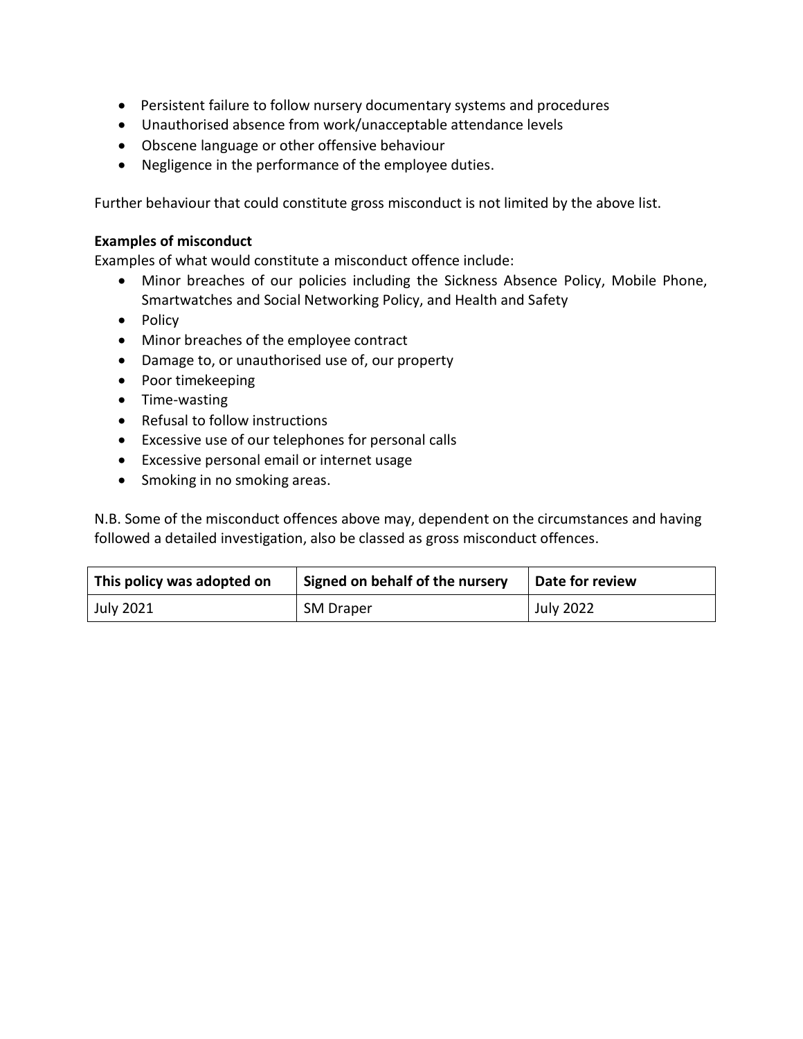- Persistent failure to follow nursery documentary systems and procedures
- Unauthorised absence from work/unacceptable attendance levels
- Obscene language or other offensive behaviour
- Negligence in the performance of the employee duties.

Further behaviour that could constitute gross misconduct is not limited by the above list.

**Examples of misconduct**

Examples of what would constitute a misconduct offence include:

- Minor breaches of our policies including the Sickness Absence Policy, Mobile Phone, Smartwatches and Social Networking Policy, and Health and Safety
- Policy
- Minor breaches of the employee contract
- Damage to, or unauthorised use of, our property
- Poor timekeeping
- Time-wasting
- Refusal to follow instructions
- Excessive use of our telephones for personal calls
- Excessive personal email or internet usage
- Smoking in no smoking areas.

N.B. Some of the misconduct offences above may, dependent on the circumstances and having followed a detailed investigation, also be classed as gross misconduct offences.

| This policy was adopted on | Signed on behalf of the nursery | Date for review |
|---|---|---|
| July 2021 | SM Draper | July 2022 |